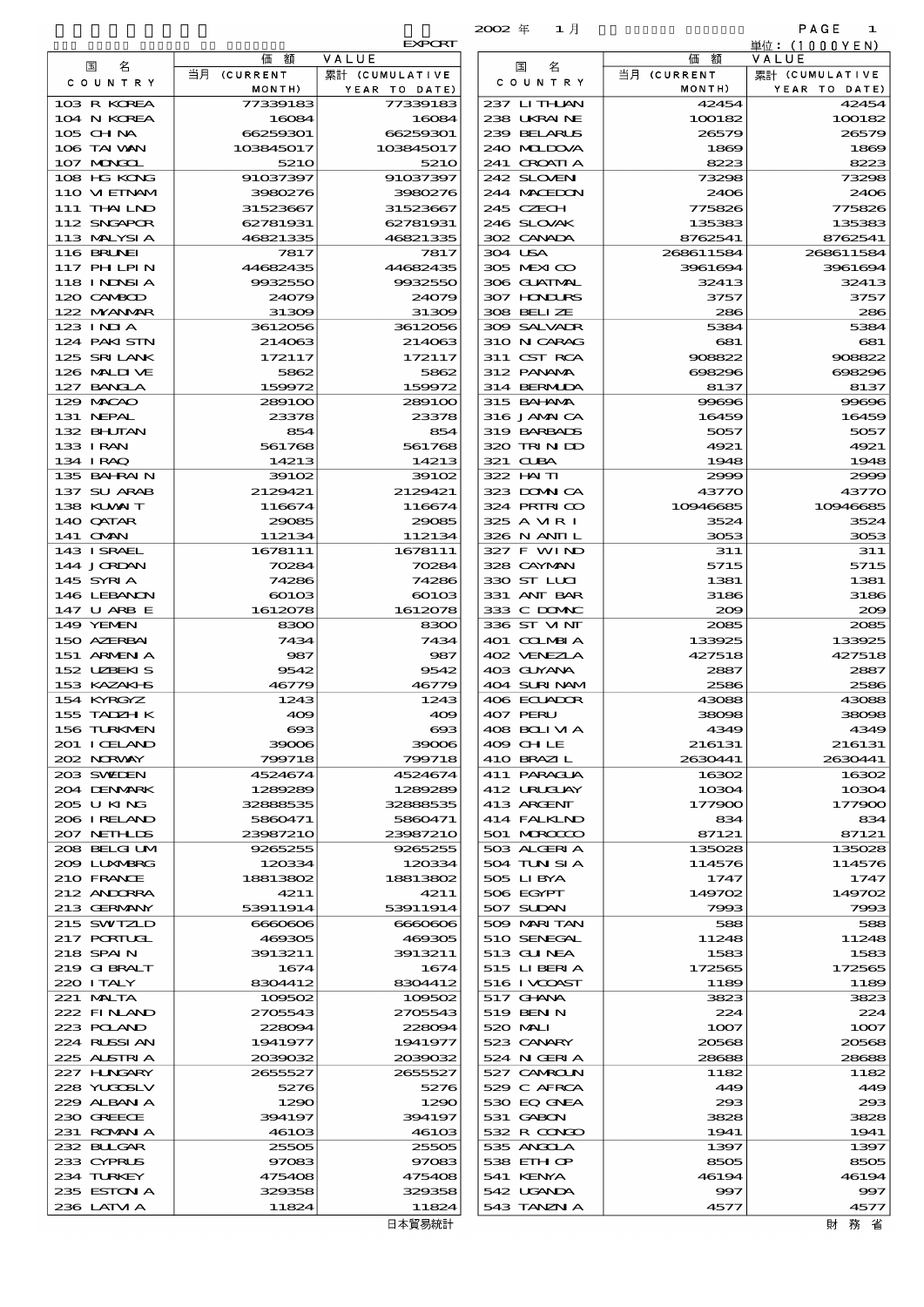EXPORT

2002 年 1 月

単位：(1000YEN)

| 国 名 COUNTRY | 価 額 VALUE 当月 (CURRENT MONTH) | 累計 (CUMULATIVE YEAR TO DATE) |
|---|---|---|
| 103 R KOREA | 77339183 | 77339183 |
| 104 N KOREA | 16084 | 16084 |
| 105 CHINA | 66259301 | 66259301 |
| 106 TAIWAN | 103845017 | 103845017 |
| 107 MONGOL | 5210 | 5210 |
| 108 HG KONG | 91037397 | 91037397 |
| 110 VIETNAM | 3980276 | 3980276 |
| 111 THAILND | 31523667 | 31523667 |
| 112 SNGAPOR | 62781931 | 62781931 |
| 113 MALYSIA | 46821335 | 46821335 |
| 116 BRUNEI | 7817 | 7817 |
| 117 PHILPIN | 44682435 | 44682435 |
| 118 INDNSIA | 9932550 | 9932550 |
| 120 CAMBOD | 24079 | 24079 |
| 122 MYANMAR | 31309 | 31309 |
| 123 INDIA | 3612056 | 3612056 |
| 124 PAKISTN | 214063 | 214063 |
| 125 SRI LANK | 172117 | 172117 |
| 126 MALDIVE | 5862 | 5862 |
| 127 BANGLA | 159972 | 159972 |
| 129 MACAO | 289100 | 289100 |
| 131 NEPAL | 23378 | 23378 |
| 132 BHUTAN | 854 | 854 |
| 133 IRAN | 561768 | 561768 |
| 134 IRAQ | 14213 | 14213 |
| 135 BAHRAIN | 39102 | 39102 |
| 137 SU ARAB | 2129421 | 2129421 |
| 138 KUWAIT | 116674 | 116674 |
| 140 QATAR | 29085 | 29085 |
| 141 OMAN | 112134 | 112134 |
| 143 ISRAEL | 1678111 | 1678111 |
| 144 JORDAN | 70284 | 70284 |
| 145 SYRIA | 74286 | 74286 |
| 146 LEBANON | 60103 | 60103 |
| 147 U ARB E | 1612078 | 1612078 |
| 149 YEMEN | 8300 | 8300 |
| 150 AZERBAI | 7434 | 7434 |
| 151 ARMENIA | 987 | 987 |
| 152 UZBEKIS | 9542 | 9542 |
| 153 KAZAKHS | 46779 | 46779 |
| 154 KYRGYZ | 1243 | 1243 |
| 155 TADZHIK | 409 | 409 |
| 156 TURKMEN | 693 | 693 |
| 201 ICELAND | 39006 | 39006 |
| 202 NORWAY | 799718 | 799718 |
| 203 SWEDEN | 4524674 | 4524674 |
| 204 DENMARK | 1289289 | 1289289 |
| 205 U KING | 32888535 | 32888535 |
| 206 IRELAND | 5860471 | 5860471 |
| 207 NETHLDS | 23987210 | 23987210 |
| 208 BELGIUM | 9265255 | 9265255 |
| 209 LUXMBRG | 120334 | 120334 |
| 210 FRANCE | 18813802 | 18813802 |
| 212 ANDORRA | 4211 | 4211 |
| 213 GERMANY | 53911914 | 53911914 |
| 215 SWITZLD | 6660606 | 6660606 |
| 217 PORTUGL | 469305 | 469305 |
| 218 SPAIN | 3913211 | 3913211 |
| 219 GIBRALT | 1674 | 1674 |
| 220 ITALY | 8304412 | 8304412 |
| 221 MALTA | 109502 | 109502 |
| 222 FINLAND | 2705543 | 2705543 |
| 223 POLAND | 228094 | 228094 |
| 224 RUSSIAN | 1941977 | 1941977 |
| 225 AUSTRIA | 2039032 | 2039032 |
| 227 HUNGARY | 2655527 | 2655527 |
| 228 YUGOSLV | 5276 | 5276 |
| 229 ALBANIA | 1290 | 1290 |
| 230 GREECE | 394197 | 394197 |
| 231 ROMANIA | 46103 | 46103 |
| 232 BULGAR | 25505 | 25505 |
| 233 CYPRUS | 97083 | 97083 |
| 234 TURKEY | 475408 | 475408 |
| 235 ESTONIA | 329358 | 329358 |
| 236 LATVIA | 11824 | 11824 |
| 237 LITHUAN | 42454 | 42454 |
| 238 UKRAINE | 100182 | 100182 |
| 239 BELARUS | 26579 | 26579 |
| 240 MOLDOVA | 1869 | 1869 |
| 241 CROATIA | 8223 | 8223 |
| 242 SLOVEN | 73298 | 73298 |
| 244 MACEDON | 2406 | 2406 |
| 245 CZECH | 775826 | 775826 |
| 246 SLOVAK | 135383 | 135383 |
| 302 CANADA | 8762541 | 8762541 |
| 304 USA | 268611584 | 268611584 |
| 305 MEXICO | 3961694 | 3961694 |
| 306 GUATMAL | 32413 | 32413 |
| 307 HONDURS | 3757 | 3757 |
| 308 BELIZE | 286 | 286 |
| 309 SALVADR | 5384 | 5384 |
| 310 NICARAG | 681 | 681 |
| 311 CST RCA | 908822 | 908822 |
| 312 PANAMA | 698296 | 698296 |
| 314 BERMUDA | 8137 | 8137 |
| 315 BAHAMA | 99696 | 99696 |
| 316 JAMAICA | 16459 | 16459 |
| 319 BARBADS | 5057 | 5057 |
| 320 TRINIDD | 4921 | 4921 |
| 321 CUBA | 1948 | 1948 |
| 322 HAITI | 2999 | 2999 |
| 323 DOMNICA | 43770 | 43770 |
| 324 PRTRICO | 10946685 | 10946685 |
| 325 A VIR I | 3524 | 3524 |
| 326 N ANTIL | 3053 | 3053 |
| 327 F WIND | 311 | 311 |
| 328 CAYMAN | 5715 | 5715 |
| 330 ST LUCI | 1381 | 1381 |
| 331 ANT BAR | 3186 | 3186 |
| 333 C DOMNC | 209 | 209 |
| 336 ST VINT | 2085 | 2085 |
| 401 COLMBIA | 133925 | 133925 |
| 402 VENEZLA | 427518 | 427518 |
| 403 GUYANA | 2887 | 2887 |
| 404 SURINAM | 2586 | 2586 |
| 406 ECUADOR | 43088 | 43088 |
| 407 PERU | 38098 | 38098 |
| 408 BOLIVIA | 4349 | 4349 |
| 409 CHILE | 216131 | 216131 |
| 410 BRAZIL | 2630441 | 2630441 |
| 411 PARAGUA | 16302 | 16302 |
| 412 URUGUAY | 10304 | 10304 |
| 413 ARGENT | 177900 | 177900 |
| 414 FALKLND | 834 | 834 |
| 501 MOROCCO | 87121 | 87121 |
| 503 ALGERIA | 135028 | 135028 |
| 504 TUNISIA | 114576 | 114576 |
| 505 LIBYA | 1747 | 1747 |
| 506 EGYPT | 149702 | 149702 |
| 507 SUDAN | 7993 | 7993 |
| 509 MARITAN | 588 | 588 |
| 510 SENEGAL | 11248 | 11248 |
| 513 GUINEA | 1583 | 1583 |
| 515 LIBERIA | 172565 | 172565 |
| 516 IVCOAST | 1189 | 1189 |
| 517 GHANA | 3823 | 3823 |
| 519 BENIN | 224 | 224 |
| 520 MALI | 1007 | 1007 |
| 523 CANARY | 20568 | 20568 |
| 524 NIGERIA | 28688 | 28688 |
| 527 CAMROUN | 1182 | 1182 |
| 529 C AFRCA | 449 | 449 |
| 530 EQ GNEA | 293 | 293 |
| 531 GABON | 3828 | 3828 |
| 532 R CONGO | 1941 | 1941 |
| 535 ANGOLA | 1397 | 1397 |
| 538 ETHIOP | 8505 | 8505 |
| 541 KENYA | 46194 | 46194 |
| 542 UGANDA | 997 | 997 |
| 543 TANZNIA | 4577 | 4577 |

日本貿易統計　　財務省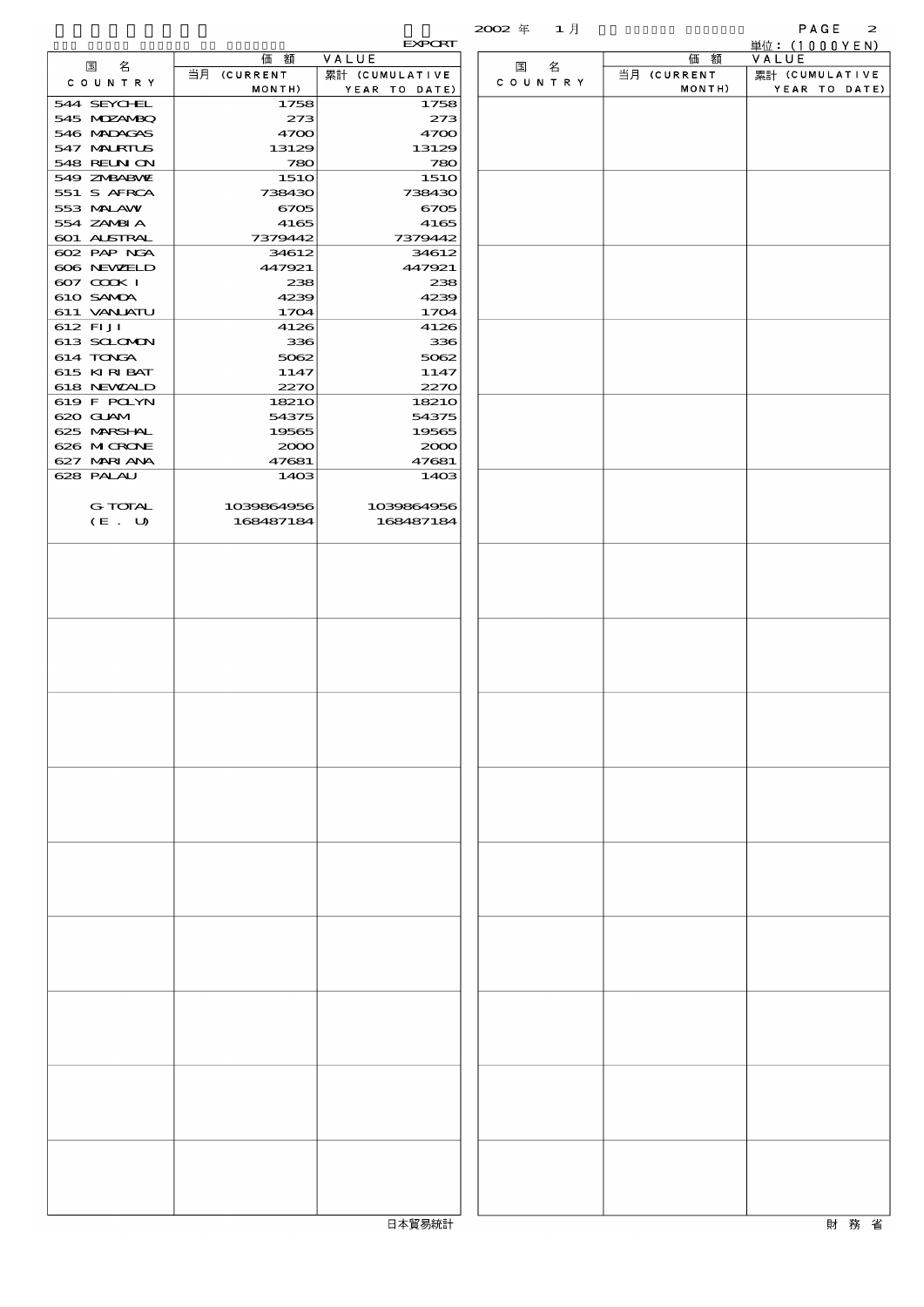EXPORT

2002 年 1 月

単位：(1000YEN)

| 国名 COUNTRY | 価額 VALUE 当月 (CURRENT MONTH) | 累計 (CUMULATIVE YEAR TO DATE) |
|---|---|---|
| 544 SEYCHEL | 1758 | 1758 |
| 545 MOZAMBQ | 273 | 273 |
| 546 MADAGAS | 4700 | 4700 |
| 547 MAURTUS | 13129 | 13129 |
| 548 REUNION | 780 | 780 |
| 549 ZMBABWE | 1510 | 1510 |
| 551 S AFRCA | 738430 | 738430 |
| 553 MALAWI | 6705 | 6705 |
| 554 ZAMBIA | 4165 | 4165 |
| 601 AUSTRAL | 7379442 | 7379442 |
| 602 PAP NGA | 34612 | 34612 |
| 606 NEWZELD | 447921 | 447921 |
| 607 COOK I | 238 | 238 |
| 610 SAMOA | 4239 | 4239 |
| 611 VANUATU | 1704 | 1704 |
| 612 FIJI | 4126 | 4126 |
| 613 SOLOMON | 336 | 336 |
| 614 TONGA | 5062 | 5062 |
| 615 KIRIBAT | 1147 | 1147 |
| 618 NEWCALD | 2270 | 2270 |
| 619 F POLYN | 18210 | 18210 |
| 620 GUAM | 54375 | 54375 |
| 625 MARSHAL | 19565 | 19565 |
| 626 MICRONE | 2000 | 2000 |
| 627 MARIANA | 47681 | 47681 |
| 628 PALAU | 1403 | 1403 |
| G-TOTAL | 1039864956 | 1039864956 |
| (E. U) | 168487184 | 168487184 |

日本貿易統計

財務省